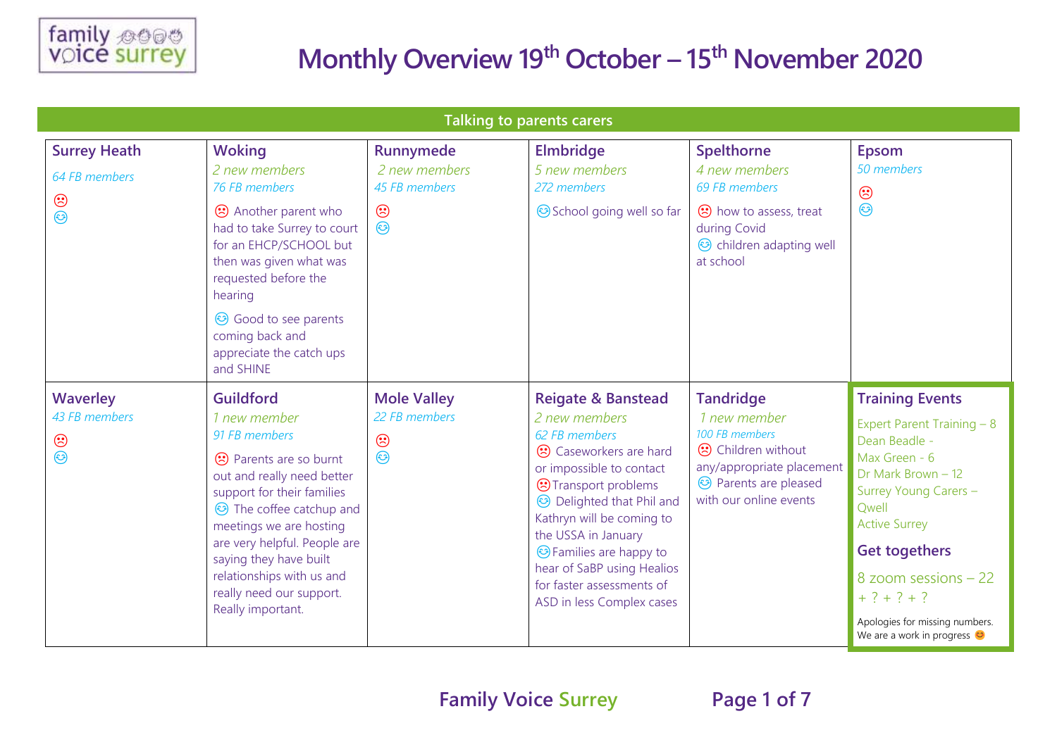# Monthly Overview 19th October – 15th November 2020

## Talking to parents carers

### Surrey Heath

*64 FB members*

☹

☺

### Woking

*2 new members*

*76 FB members*

☹ Another parent who had to take Surrey to court for an EHCP/SCHOOL but then was given what was requested before the hearing

☺ Good to see parents coming back and appreciate the catch ups and SHINE

### Runnymede

*2 new members*

*45 FB members*

☹

☺

### Elmbridge

*5 new members*

*272 members*

☺ School going well so far

### Spelthorne

*4 new members*

*69 FB members*

☹ how to assess, treat during Covid

☺ children adapting well at school

### Epsom

*50 members*

☹

☺

### Waverley

*43 FB members*

☹

☺

### Guildford

*1 new member*

*91 FB members*

☹ Parents are so burnt out and really need better support for their families

☺ The coffee catchup and meetings we are hosting are very helpful. People are saying they have built relationships with us and really need our support. Really important.

### Mole Valley

*22 FB members*

☹

☺

### Reigate & Banstead

*2 new members*

*62 FB members*

☹ Caseworkers are hard or impossible to contact

☹ Transport problems

☺ Delighted that Phil and Kathryn will be coming to the USSA in January

☺ Families are happy to hear of SaBP using Healios for faster assessments of ASD in less Complex cases

### Tandridge

*1 new member*

*100 FB members*

☹ Children without any/appropriate placement

☺ Parents are pleased with our online events

### Training Events

Expert Parent Training – 8

Dean Beadle -

Max Green - 6

Dr Mark Brown – 12

Surrey Young Carers –

Qwell

Active Surrey

### Get togethers

8 zoom sessions – 22 + ? + ? + ?

Apologies for missing numbers. We are a work in progress 😊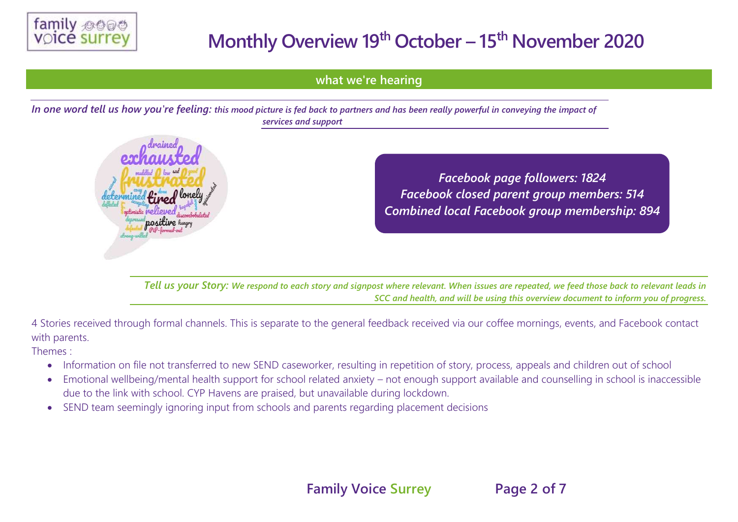# Monthly Overview 19th October – 15th November 2020

## what we're hearing

***In one word tell us how you're feeling:*** ***this mood picture is fed back to partners and has been really powerful in conveying the impact of services and support***

drained, exhausted, frustrated, muddled, low, sad, good, determined, tired, lonely, deflated, optimistic, relieved, discombobulated, depressed, positive, hungry, defeated, P&P-formed-out, strong-willed, cosy, accepting, done, hopeful, questioning

***Facebook page followers: 1824***
***Facebook closed parent group members: 514***
***Combined local Facebook group membership: 894***

***Tell us your Story:*** ***We respond to each story and signpost where relevant. When issues are repeated, we feed those back to relevant leads in SCC and health, and will be using this overview document to inform you of progress.***

4 Stories received through formal channels. This is separate to the general feedback received via our coffee mornings, events, and Facebook contact with parents.

Themes :

- Information on file not transferred to new SEND caseworker, resulting in repetition of story, process, appeals and children out of school
- Emotional wellbeing/mental health support for school related anxiety – not enough support available and counselling in school is inaccessible due to the link with school. CYP Havens are praised, but unavailable during lockdown.
- SEND team seemingly ignoring input from schools and parents regarding placement decisions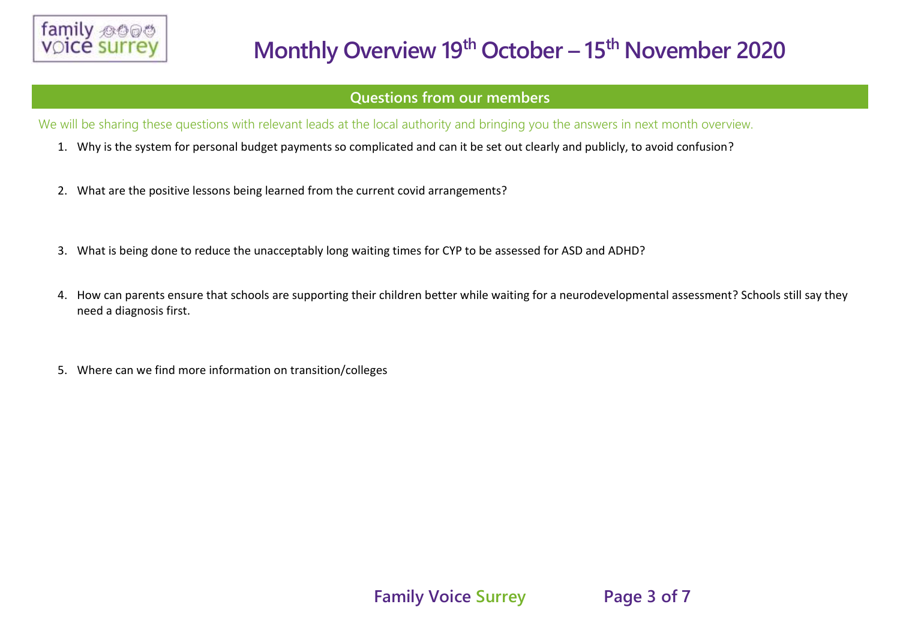# Monthly Overview 19th October – 15th November 2020

## Questions from our members

We will be sharing these questions with relevant leads at the local authority and bringing you the answers in next month overview.

1. Why is the system for personal budget payments so complicated and can it be set out clearly and publicly, to avoid confusion?

2. What are the positive lessons being learned from the current covid arrangements?

3. What is being done to reduce the unacceptably long waiting times for CYP to be assessed for ASD and ADHD?

4. How can parents ensure that schools are supporting their children better while waiting for a neurodevelopmental assessment? Schools still say they need a diagnosis first.

5. Where can we find more information on transition/colleges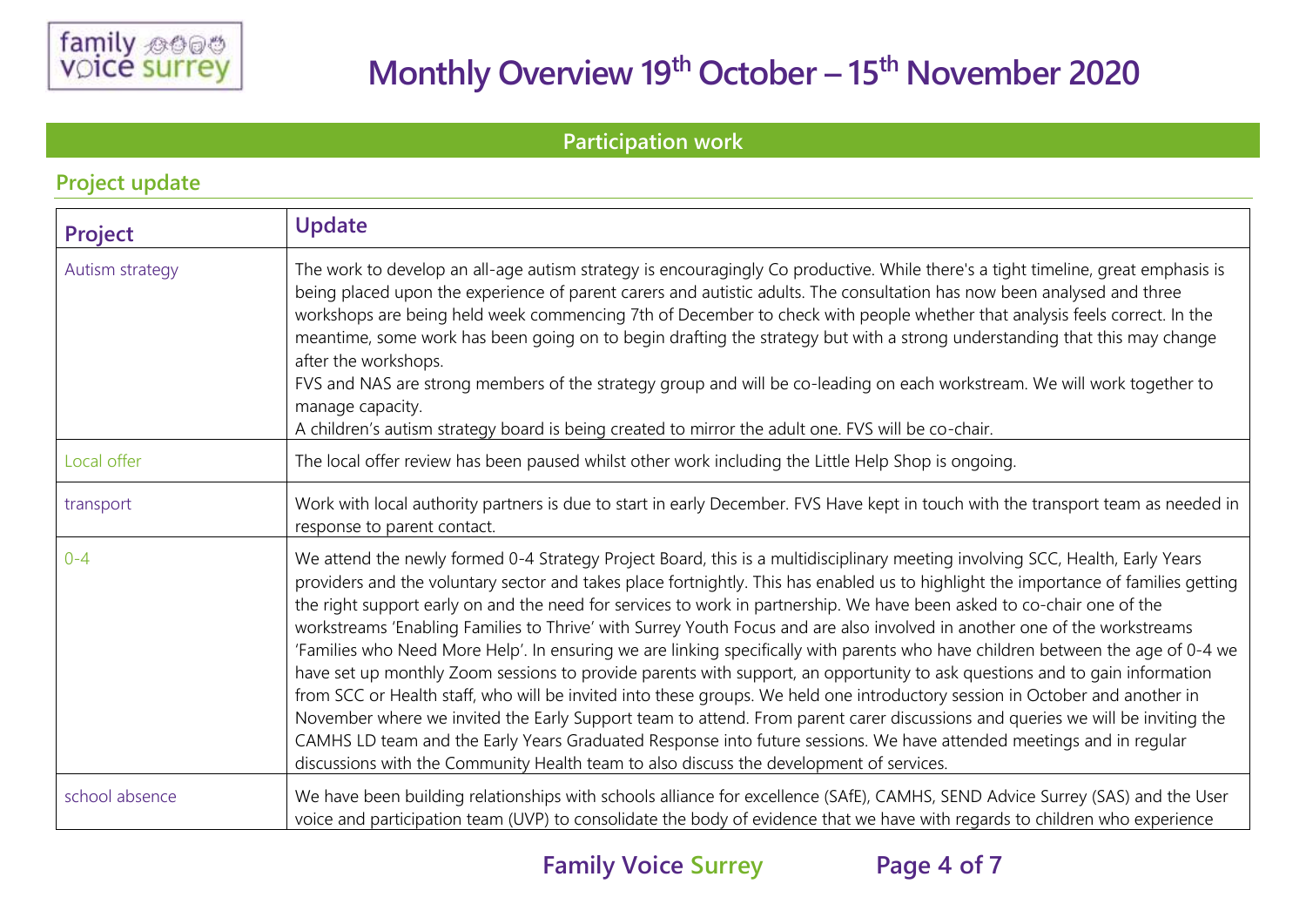# Monthly Overview 19th October – 15th November 2020

## Participation work

### Project update

| Project | Update |
|---|---|
| Autism strategy | The work to develop an all-age autism strategy is encouragingly Co productive. While there's a tight timeline, great emphasis is being placed upon the experience of parent carers and autistic adults. The consultation has now been analysed and three workshops are being held week commencing 7th of December to check with people whether that analysis feels correct. In the meantime, some work has been going on to begin drafting the strategy but with a strong understanding that this may change after the workshops.<br>FVS and NAS are strong members of the strategy group and will be co-leading on each workstream. We will work together to manage capacity.<br>A children's autism strategy board is being created to mirror the adult one. FVS will be co-chair. |
| Local offer | The local offer review has been paused whilst other work including the Little Help Shop is ongoing. |
| transport | Work with local authority partners is due to start in early December. FVS Have kept in touch with the transport team as needed in response to parent contact. |
| 0-4 | We attend the newly formed 0-4 Strategy Project Board, this is a multidisciplinary meeting involving SCC, Health, Early Years providers and the voluntary sector and takes place fortnightly. This has enabled us to highlight the importance of families getting the right support early on and the need for services to work in partnership. We have been asked to co-chair one of the workstreams 'Enabling Families to Thrive' with Surrey Youth Focus and are also involved in another one of the workstreams 'Families who Need More Help'. In ensuring we are linking specifically with parents who have children between the age of 0-4 we have set up monthly Zoom sessions to provide parents with support, an opportunity to ask questions and to gain information from SCC or Health staff, who will be invited into these groups. We held one introductory session in October and another in November where we invited the Early Support team to attend. From parent carer discussions and queries we will be inviting the CAMHS LD team and the Early Years Graduated Response into future sessions. We have attended meetings and in regular discussions with the Community Health team to also discuss the development of services. |
| school absence | We have been building relationships with schools alliance for excellence (SAfE), CAMHS, SEND Advice Surrey (SAS) and the User voice and participation team (UVP) to consolidate the body of evidence that we have with regards to children who experience |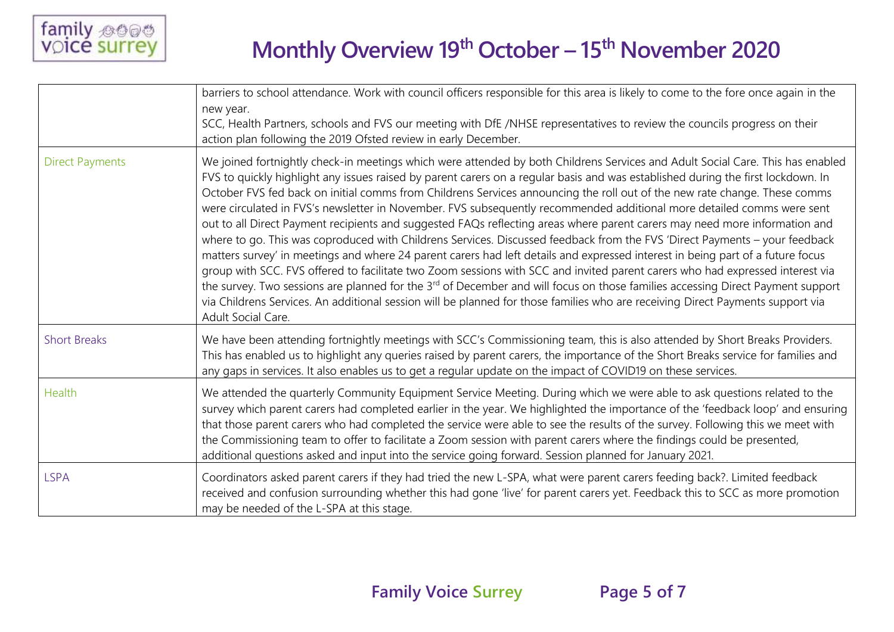# Monthly Overview 19th October – 15th November 2020

| | |
|---|---|
| | barriers to school attendance. Work with council officers responsible for this area is likely to come to the fore once again in the new year.<br>SCC, Health Partners, schools and FVS our meeting with DfE /NHSE representatives to review the councils progress on their action plan following the 2019 Ofsted review in early December. |
| Direct Payments | We joined fortnightly check-in meetings which were attended by both Childrens Services and Adult Social Care. This has enabled FVS to quickly highlight any issues raised by parent carers on a regular basis and was established during the first lockdown. In October FVS fed back on initial comms from Childrens Services announcing the roll out of the new rate change. These comms were circulated in FVS's newsletter in November. FVS subsequently recommended additional more detailed comms were sent out to all Direct Payment recipients and suggested FAQs reflecting areas where parent carers may need more information and where to go. This was coproduced with Childrens Services. Discussed feedback from the FVS 'Direct Payments – your feedback matters survey' in meetings and where 24 parent carers had left details and expressed interest in being part of a future focus group with SCC. FVS offered to facilitate two Zoom sessions with SCC and invited parent carers who had expressed interest via the survey. Two sessions are planned for the 3rd of December and will focus on those families accessing Direct Payment support via Childrens Services. An additional session will be planned for those families who are receiving Direct Payments support via Adult Social Care. |
| Short Breaks | We have been attending fortnightly meetings with SCC's Commissioning team, this is also attended by Short Breaks Providers. This has enabled us to highlight any queries raised by parent carers, the importance of the Short Breaks service for families and any gaps in services. It also enables us to get a regular update on the impact of COVID19 on these services. |
| Health | We attended the quarterly Community Equipment Service Meeting. During which we were able to ask questions related to the survey which parent carers had completed earlier in the year. We highlighted the importance of the 'feedback loop' and ensuring that those parent carers who had completed the service were able to see the results of the survey. Following this we meet with the Commissioning team to offer to facilitate a Zoom session with parent carers where the findings could be presented, additional questions asked and input into the service going forward. Session planned for January 2021. |
| LSPA | Coordinators asked parent carers if they had tried the new L-SPA, what were parent carers feeding back?. Limited feedback received and confusion surrounding whether this had gone 'live' for parent carers yet. Feedback this to SCC as more promotion may be needed of the L-SPA at this stage. |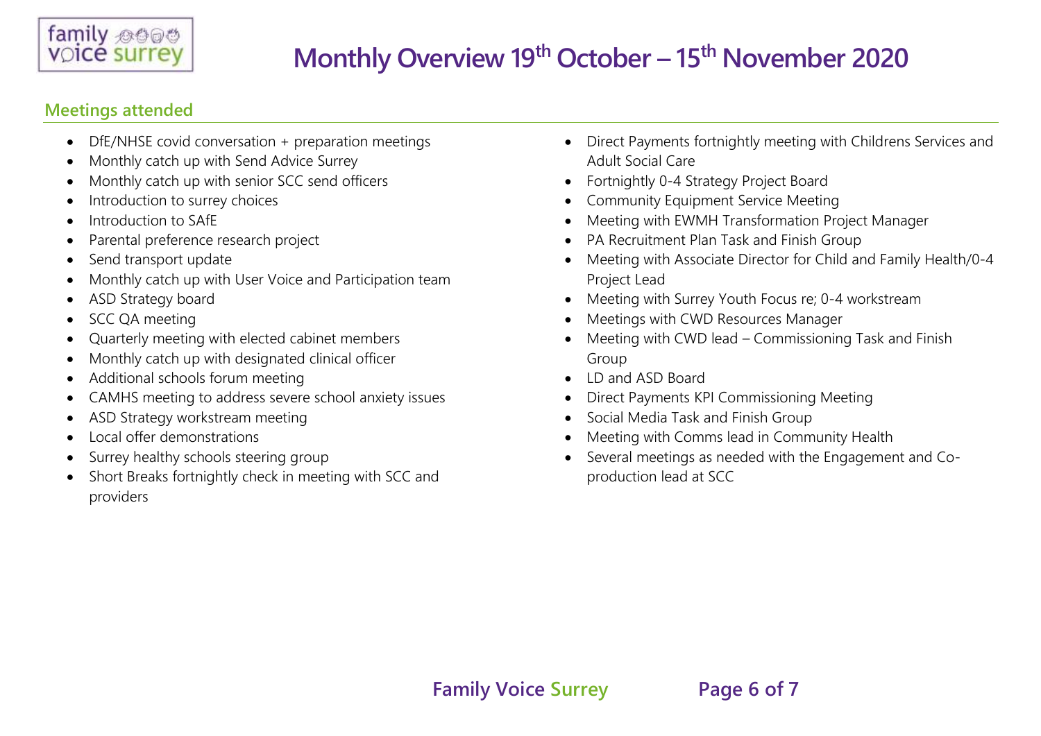# Monthly Overview 19th October – 15th November 2020

## Meetings attended

- DfE/NHSE covid conversation + preparation meetings
- Monthly catch up with Send Advice Surrey
- Monthly catch up with senior SCC send officers
- Introduction to surrey choices
- Introduction to SAfE
- Parental preference research project
- Send transport update
- Monthly catch up with User Voice and Participation team
- ASD Strategy board
- SCC QA meeting
- Quarterly meeting with elected cabinet members
- Monthly catch up with designated clinical officer
- Additional schools forum meeting
- CAMHS meeting to address severe school anxiety issues
- ASD Strategy workstream meeting
- Local offer demonstrations
- Surrey healthy schools steering group
- Short Breaks fortnightly check in meeting with SCC and providers
- Direct Payments fortnightly meeting with Childrens Services and Adult Social Care
- Fortnightly 0-4 Strategy Project Board
- Community Equipment Service Meeting
- Meeting with EWMH Transformation Project Manager
- PA Recruitment Plan Task and Finish Group
- Meeting with Associate Director for Child and Family Health/0-4 Project Lead
- Meeting with Surrey Youth Focus re; 0-4 workstream
- Meetings with CWD Resources Manager
- Meeting with CWD lead – Commissioning Task and Finish Group
- LD and ASD Board
- Direct Payments KPI Commissioning Meeting
- Social Media Task and Finish Group
- Meeting with Comms lead in Community Health
- Several meetings as needed with the Engagement and Co-production lead at SCC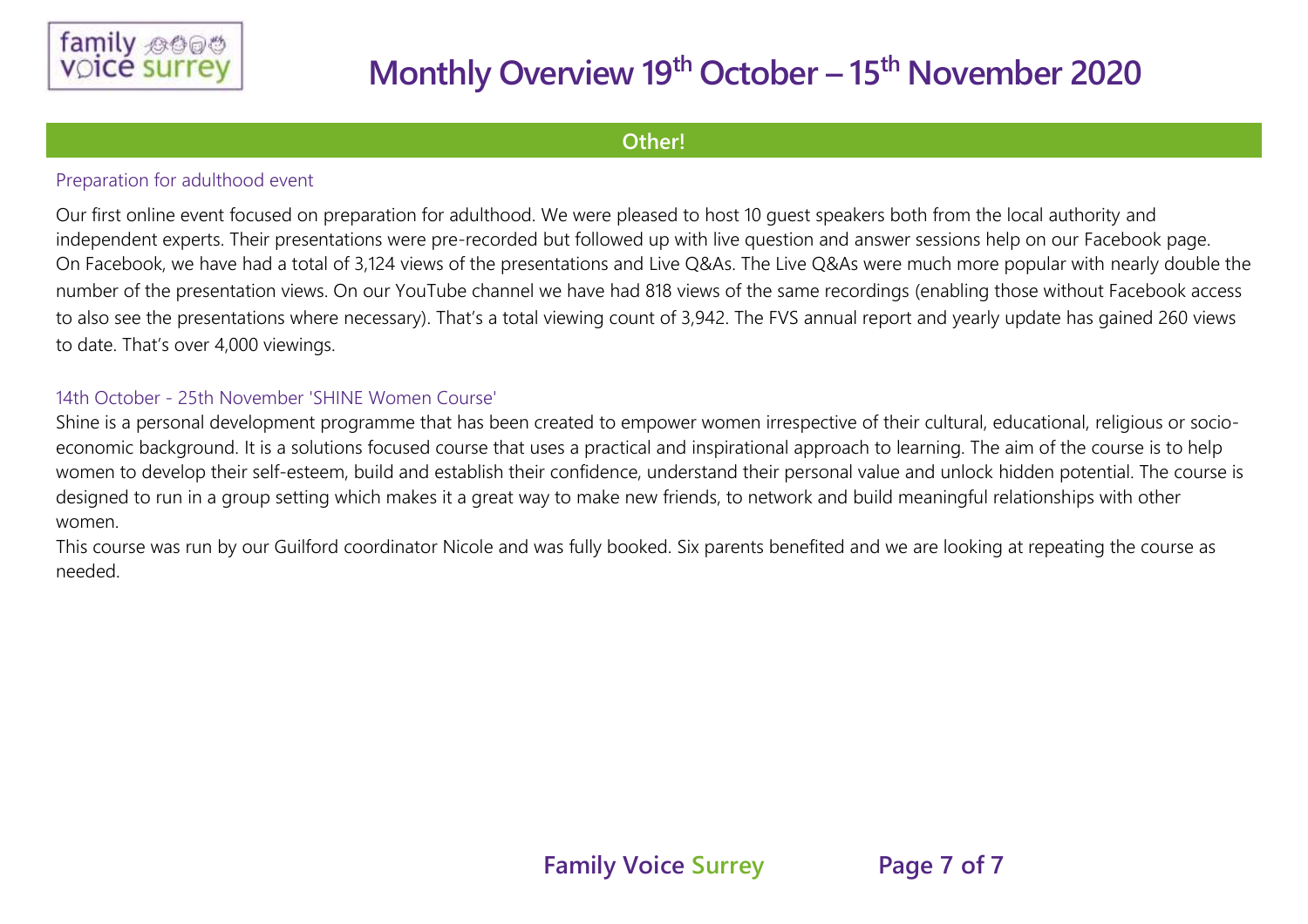# Monthly Overview 19th October – 15th November 2020

## Other!

### Preparation for adulthood event

Our first online event focused on preparation for adulthood. We were pleased to host 10 guest speakers both from the local authority and independent experts. Their presentations were pre-recorded but followed up with live question and answer sessions help on our Facebook page. On Facebook, we have had a total of 3,124 views of the presentations and Live Q&As. The Live Q&As were much more popular with nearly double the number of the presentation views. On our YouTube channel we have had 818 views of the same recordings (enabling those without Facebook access to also see the presentations where necessary). That's a total viewing count of 3,942. The FVS annual report and yearly update has gained 260 views to date. That's over 4,000 viewings.

### 14th October - 25th November 'SHINE Women Course'

Shine is a personal development programme that has been created to empower women irrespective of their cultural, educational, religious or socio-economic background. It is a solutions focused course that uses a practical and inspirational approach to learning. The aim of the course is to help women to develop their self-esteem, build and establish their confidence, understand their personal value and unlock hidden potential. The course is designed to run in a group setting which makes it a great way to make new friends, to network and build meaningful relationships with other women.

This course was run by our Guilford coordinator Nicole and was fully booked. Six parents benefited and we are looking at repeating the course as needed.